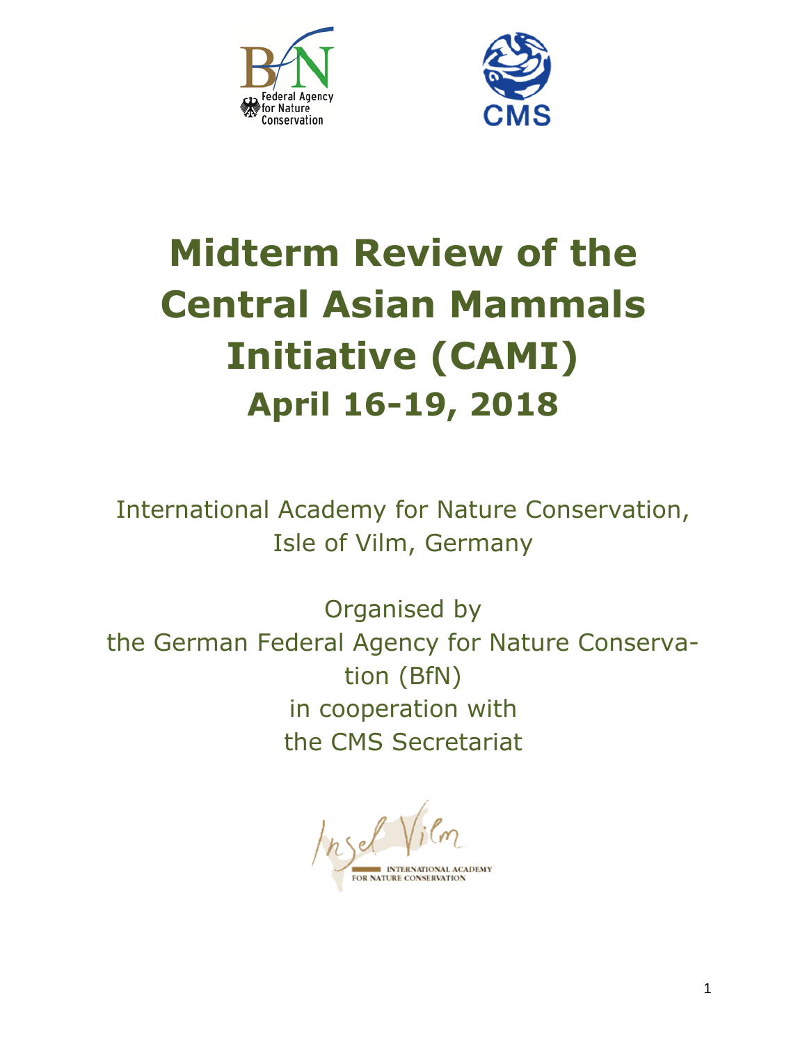# Midterm Review of the Central Asian Mammals Initiative (CAMI)

## April 16-19, 2018

International Academy for Nature Conservation, Isle of Vilm, Germany

Organised by the German Federal Agency for Nature Conservation (BfN) in cooperation with the CMS Secretariat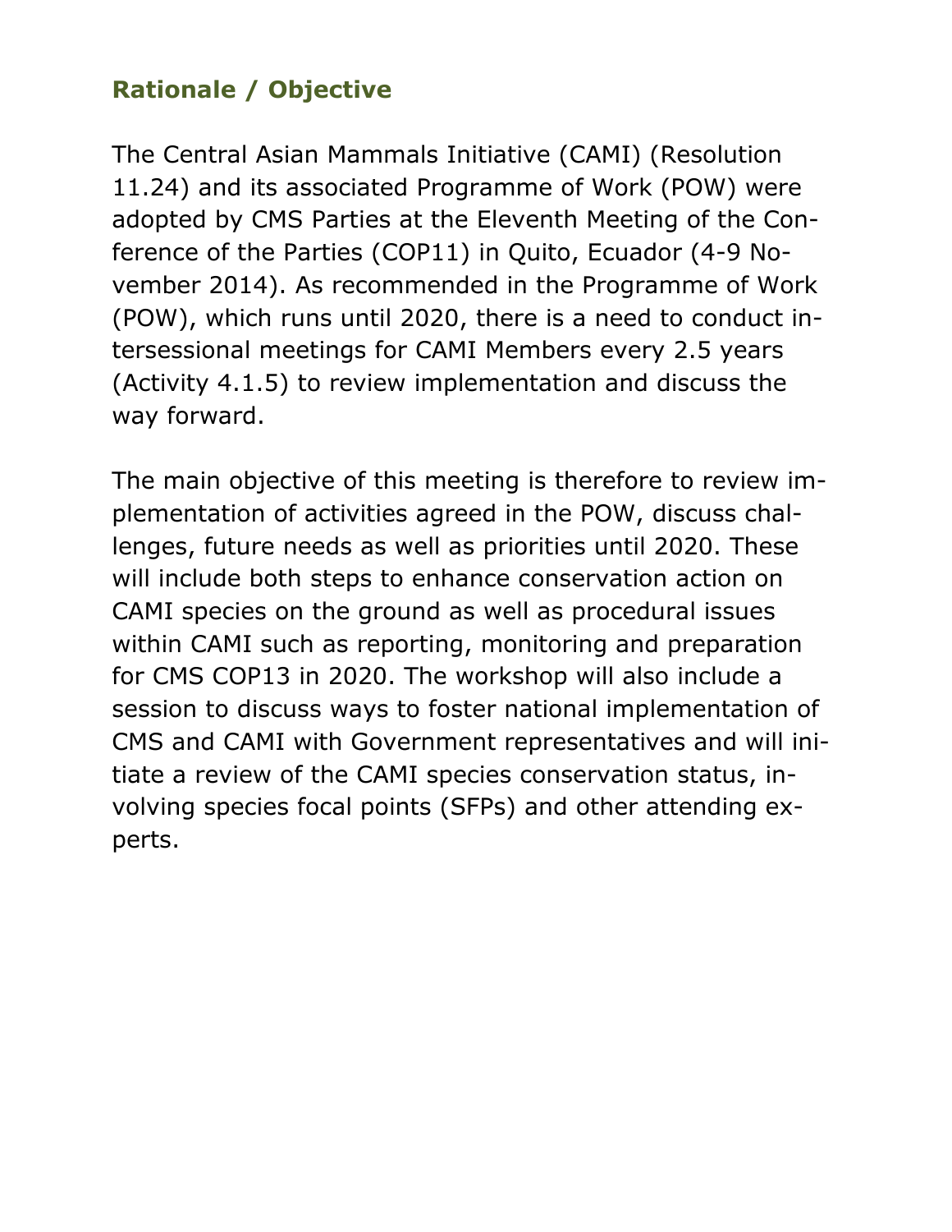## Rationale / Objective

The Central Asian Mammals Initiative (CAMI) (Resolution 11.24) and its associated Programme of Work (POW) were adopted by CMS Parties at the Eleventh Meeting of the Conference of the Parties (COP11) in Quito, Ecuador (4-9 November 2014). As recommended in the Programme of Work (POW), which runs until 2020, there is a need to conduct intersessional meetings for CAMI Members every 2.5 years (Activity 4.1.5) to review implementation and discuss the way forward.

The main objective of this meeting is therefore to review implementation of activities agreed in the POW, discuss challenges, future needs as well as priorities until 2020. These will include both steps to enhance conservation action on CAMI species on the ground as well as procedural issues within CAMI such as reporting, monitoring and preparation for CMS COP13 in 2020. The workshop will also include a session to discuss ways to foster national implementation of CMS and CAMI with Government representatives and will initiate a review of the CAMI species conservation status, involving species focal points (SFPs) and other attending experts.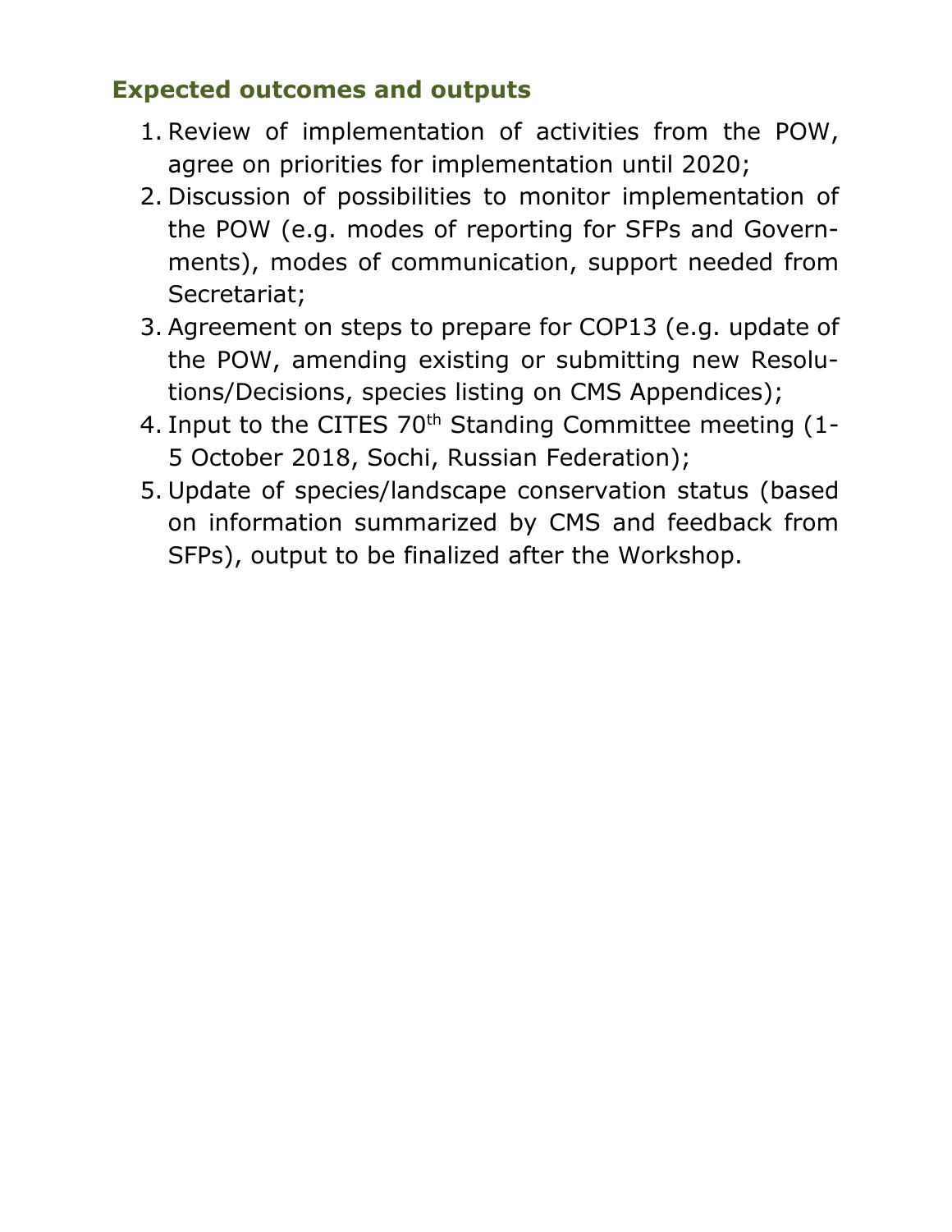## Expected outcomes and outputs

1. Review of implementation of activities from the POW, agree on priorities for implementation until 2020;
2. Discussion of possibilities to monitor implementation of the POW (e.g. modes of reporting for SFPs and Governments), modes of communication, support needed from Secretariat;
3. Agreement on steps to prepare for COP13 (e.g. update of the POW, amending existing or submitting new Resolutions/Decisions, species listing on CMS Appendices);
4. Input to the CITES 70th Standing Committee meeting (1-5 October 2018, Sochi, Russian Federation);
5. Update of species/landscape conservation status (based on information summarized by CMS and feedback from SFPs), output to be finalized after the Workshop.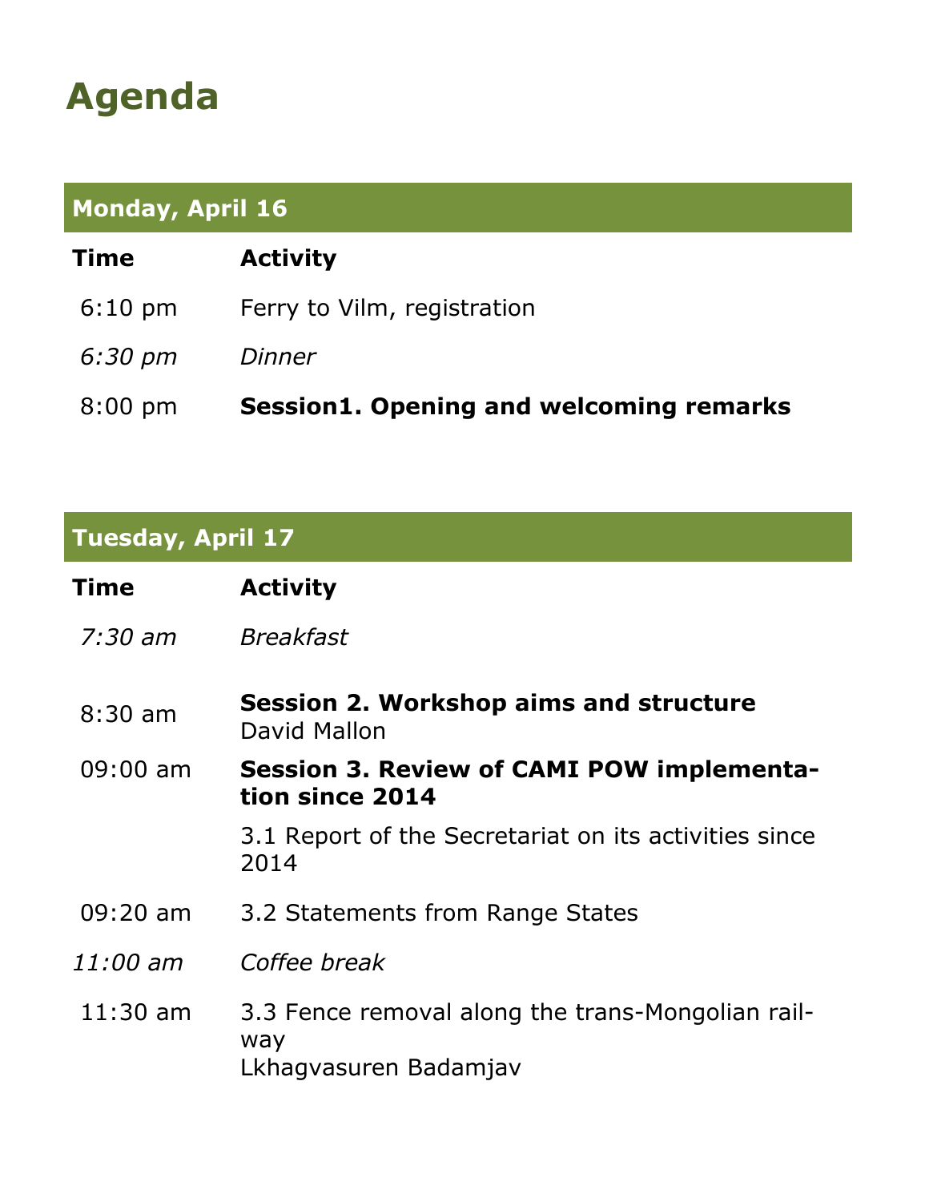# Agenda

| **Monday, April 16** | |
|---|---|
| **Time** | **Activity** |
| 6:10 pm | Ferry to Vilm, registration |
| *6:30 pm* | *Dinner* |
| 8:00 pm | **Session1. Opening and welcoming remarks** |

| **Tuesday, April 17** | |
|---|---|
| **Time** | **Activity** |
| *7:30 am* | *Breakfast* |
| 8:30 am | **Session 2. Workshop aims and structure** David Mallon |
| 09:00 am | **Session 3. Review of CAMI POW implementation since 2014** |
| | 3.1 Report of the Secretariat on its activities since 2014 |
| 09:20 am | 3.2 Statements from Range States |
| *11:00 am* | *Coffee break* |
| 11:30 am | 3.3 Fence removal along the trans-Mongolian railway Lkhagvasuren Badamjav |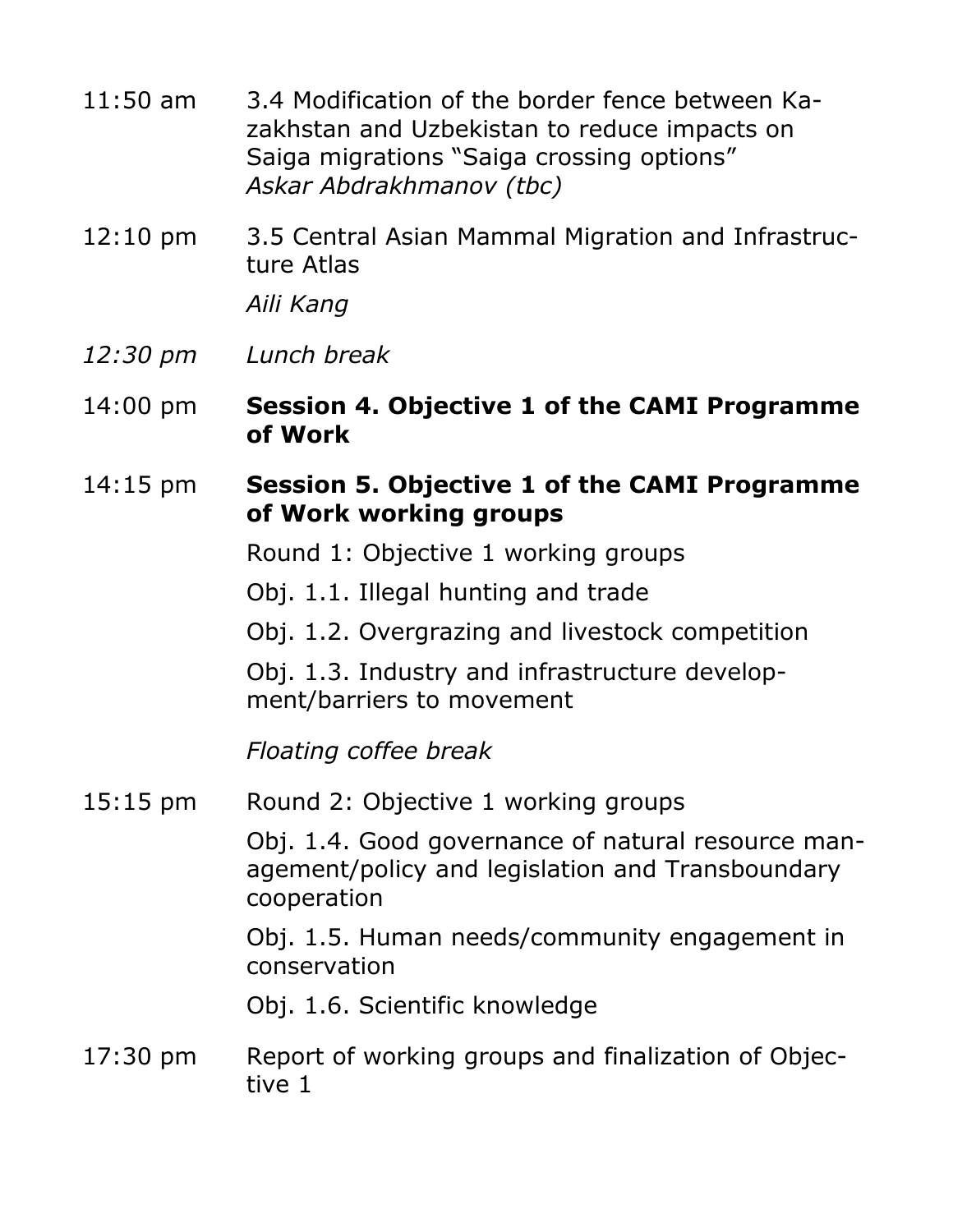| | |
|---|---|
| 11:50 am | 3.4 Modification of the border fence between Kazakhstan and Uzbekistan to reduce impacts on Saiga migrations "Saiga crossing options"<br>*Askar Abdrakhmanov (tbc)* |
| 12:10 pm | 3.5 Central Asian Mammal Migration and Infrastructure Atlas<br>*Aili Kang* |
| *12:30 pm* | *Lunch break* |
| 14:00 pm | **Session 4. Objective 1 of the CAMI Programme of Work** |
| 14:15 pm | **Session 5. Objective 1 of the CAMI Programme of Work working groups**<br>Round 1: Objective 1 working groups<br>Obj. 1.1. Illegal hunting and trade<br>Obj. 1.2. Overgrazing and livestock competition<br>Obj. 1.3. Industry and infrastructure development/barriers to movement<br>*Floating coffee break* |
| 15:15 pm | Round 2: Objective 1 working groups<br>Obj. 1.4. Good governance of natural resource management/policy and legislation and Transboundary cooperation<br>Obj. 1.5. Human needs/community engagement in conservation<br>Obj. 1.6. Scientific knowledge |
| 17:30 pm | Report of working groups and finalization of Objective 1 |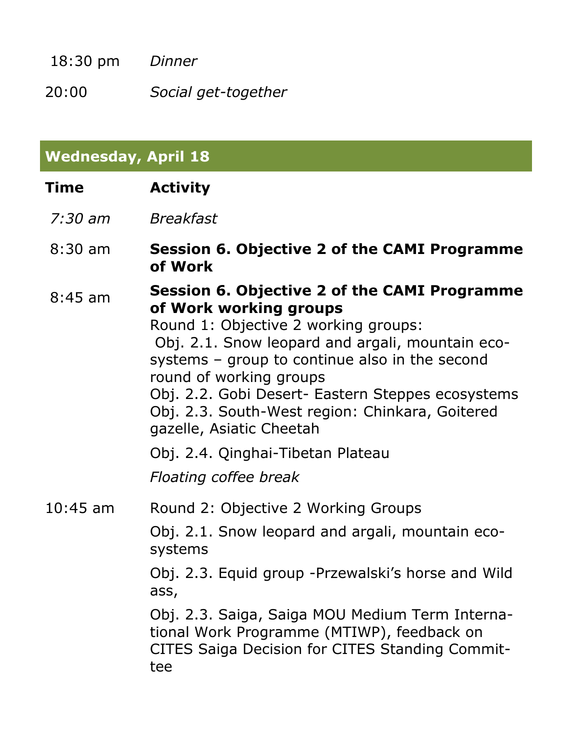| | |
|---|---|
| 18:30 pm | *Dinner* |
| 20:00 | *Social get-together* |

## Wednesday, April 18

| Time | Activity |
|---|---|
| *7:30 am* | *Breakfast* |
| 8:30 am | **Session 6. Objective 2 of the CAMI Programme of Work** |
| 8:45 am | **Session 6. Objective 2 of the CAMI Programme of Work working groups**<br>Round 1: Objective 2 working groups:<br>Obj. 2.1. Snow leopard and argali, mountain ecosystems – group to continue also in the second round of working groups<br>Obj. 2.2. Gobi Desert- Eastern Steppes ecosystems<br>Obj. 2.3. South-West region: Chinkara, Goitered gazelle, Asiatic Cheetah<br>Obj. 2.4. Qinghai-Tibetan Plateau<br>*Floating coffee break* |
| 10:45 am | Round 2: Objective 2 Working Groups<br>Obj. 2.1. Snow leopard and argali, mountain ecosystems<br>Obj. 2.3. Equid group -Przewalski's horse and Wild ass,<br>Obj. 2.3. Saiga, Saiga MOU Medium Term International Work Programme (MTIWP), feedback on CITES Saiga Decision for CITES Standing Committee |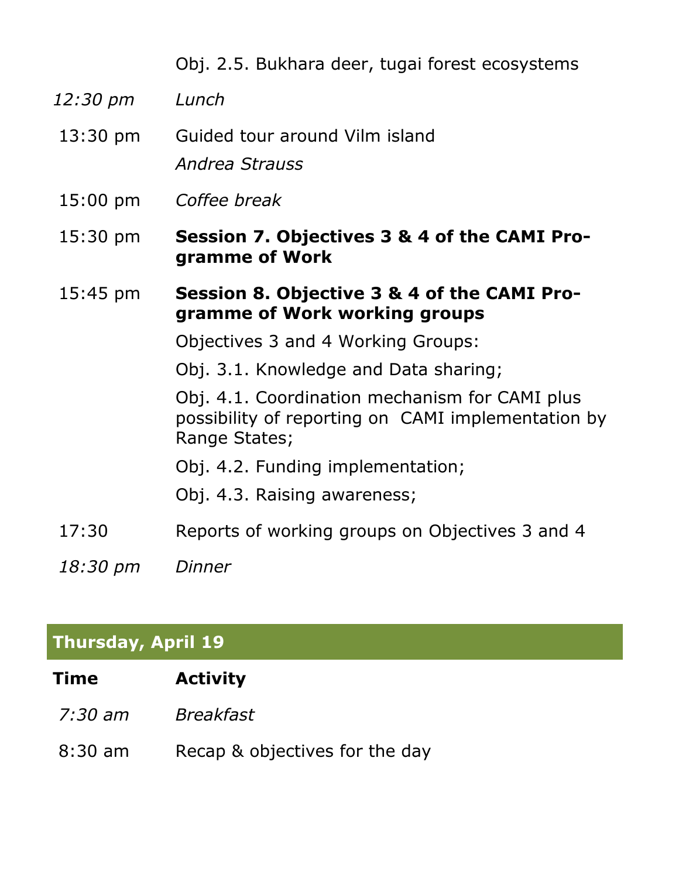| | |
|---|---|
| | Obj. 2.5. Bukhara deer, tugai forest ecosystems |
| *12:30 pm* | *Lunch* |
| 13:30 pm | Guided tour around Vilm island<br>*Andrea Strauss* |
| 15:00 pm | *Coffee break* |
| 15:30 pm | **Session 7. Objectives 3 & 4 of the CAMI Programme of Work** |
| 15:45 pm | **Session 8. Objective 3 & 4 of the CAMI Programme of Work working groups**<br>Objectives 3 and 4 Working Groups:<br>Obj. 3.1. Knowledge and Data sharing;<br>Obj. 4.1. Coordination mechanism for CAMI plus possibility of reporting on CAMI implementation by Range States;<br>Obj. 4.2. Funding implementation;<br>Obj. 4.3. Raising awareness; |
| 17:30 | Reports of working groups on Objectives 3 and 4 |
| *18:30 pm* | *Dinner* |

## Thursday, April 19

| Time | Activity |
|---|---|
| *7:30 am* | *Breakfast* |
| 8:30 am | Recap & objectives for the day |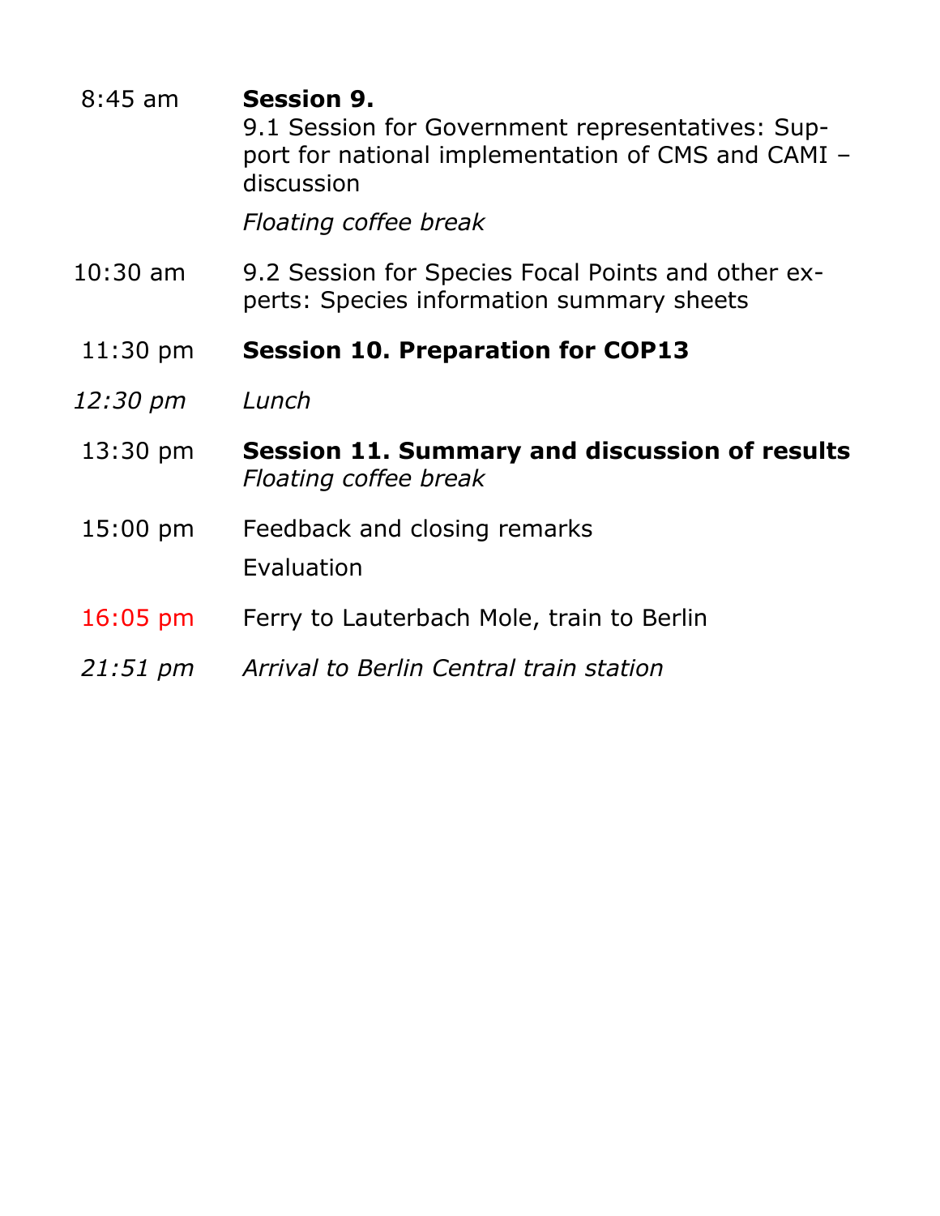| | |
|---|---|
| 8:45 am | **Session 9.**<br>9.1 Session for Government representatives: Support for national implementation of CMS and CAMI – discussion<br>*Floating coffee break* |
| 10:30 am | 9.2 Session for Species Focal Points and other experts: Species information summary sheets |
| 11:30 pm | **Session 10. Preparation for COP13** |
| *12:30 pm* | *Lunch* |
| 13:30 pm | **Session 11. Summary and discussion of results**<br>*Floating coffee break* |
| 15:00 pm | Feedback and closing remarks<br>Evaluation |
| 16:05 pm | Ferry to Lauterbach Mole, train to Berlin |
| *21:51 pm* | *Arrival to Berlin Central train station* |